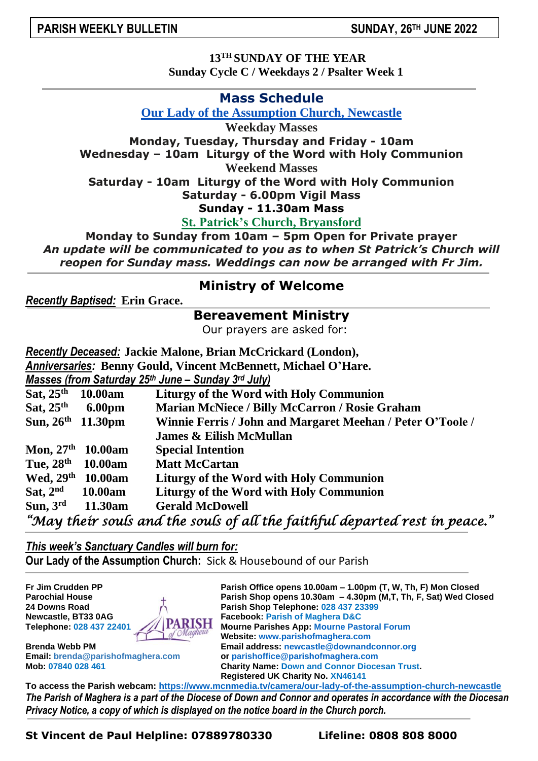**PARISH WEEKLY BULLETIN** **SUNDAY, 26TH JUNE 2022**

**13TH SUNDAY OF THE YEAR**
**Sunday Cycle C / Weekdays 2 / Psalter Week 1**

## Mass Schedule

**Our Lady of the Assumption Church, Newcastle**

**Weekday Masses**
**Monday, Tuesday, Thursday and Friday - 10am**
**Wednesday – 10am Liturgy of the Word with Holy Communion**
**Weekend Masses**
**Saturday - 10am Liturgy of the Word with Holy Communion**
**Saturday - 6.00pm Vigil Mass**
**Sunday - 11.30am Mass**

**St. Patrick's Church, Bryansford**

**Monday to Sunday from 10am – 5pm Open for Private prayer**
***An update will be communicated to you as to when St Patrick's Church will reopen for Sunday mass. Weddings can now be arranged with Fr Jim.***

## Ministry of Welcome

***Recently Baptised:*** **Erin Grace.**

## Bereavement Ministry

Our prayers are asked for:

***Recently Deceased:*** **Jackie Malone, Brian McCrickard (London),**
***Anniversaries:*** **Benny Gould, Vincent McBennett, Michael O'Hare.**
***Masses (from Saturday 25th June – Sunday 3rd July)***

| | | |
|---|---|---|
| **Sat, 25th** | **10.00am** | **Liturgy of the Word with Holy Communion** |
| **Sat, 25th** | **6.00pm** | **Marian McNiece / Billy McCarron / Rosie Graham** |
| **Sun, 26th** | **11.30pm** | **Winnie Ferris / John and Margaret Meehan / Peter O'Toole / James & Eilish McMullan** |
| **Mon, 27th** | **10.00am** | **Special Intention** |
| **Tue, 28th** | **10.00am** | **Matt McCartan** |
| **Wed, 29th** | **10.00am** | **Liturgy of the Word with Holy Communion** |
| **Sat, 2nd** | **10.00am** | **Liturgy of the Word with Holy Communion** |
| **Sun, 3rd** | **11.30am** | **Gerald McDowell** |

*"May their souls and the souls of all the faithful departed rest in peace."*

***This week's Sanctuary Candles will burn for:***
**Our Lady of the Assumption Church:** Sick & Housebound of our Parish

**Fr Jim Crudden PP**
**Parochial House**
**24 Downs Road**
**Newcastle, BT33 0AG**
**Telephone: 028 437 22401**

**Brenda Webb PM**
**Email: brenda@parishofmaghera.com**
**Mob: 07840 028 461**

**Parish Office opens 10.00am – 1.00pm (T, W, Th, F) Mon Closed**
**Parish Shop opens 10.30am – 4.30pm (M,T, Th, F, Sat) Wed Closed**
**Parish Shop Telephone: 028 437 23399**
**Facebook: Parish of Maghera D&C**
**Mourne Parishes App: Mourne Pastoral Forum**
**Website: www.parishofmaghera.com**
**Email address: newcastle@downandconnor.org**
**or parishoffice@parishofmaghera.com**
**Charity Name: Down and Connor Diocesan Trust.**
**Registered UK Charity No. XN46141**

**To access the Parish webcam: https://www.mcnmedia.tv/camera/our-lady-of-the-assumption-church-newcastle**
***The Parish of Maghera is a part of the Diocese of Down and Connor and operates in accordance with the Diocesan Privacy Notice, a copy of which is displayed on the notice board in the Church porch.***

**St Vincent de Paul Helpline: 07889780330** **Lifeline: 0808 808 8000**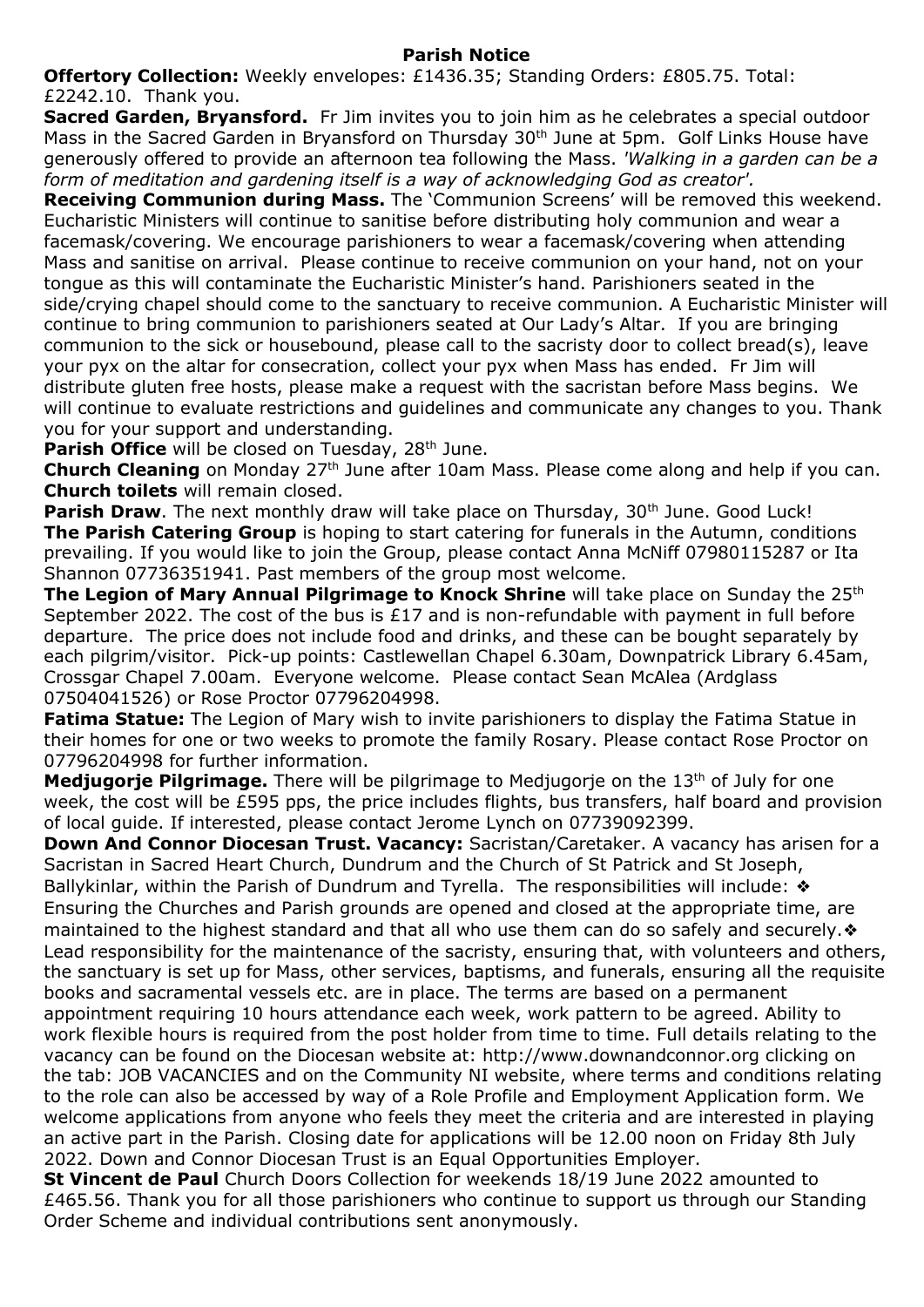**Parish Notice**

**Offertory Collection:** Weekly envelopes: £1436.35; Standing Orders: £805.75. Total: £2242.10. Thank you.

**Sacred Garden, Bryansford.** Fr Jim invites you to join him as he celebrates a special outdoor Mass in the Sacred Garden in Bryansford on Thursday 30th June at 5pm. Golf Links House have generously offered to provide an afternoon tea following the Mass. *'Walking in a garden can be a form of meditation and gardening itself is a way of acknowledging God as creator'.*

**Receiving Communion during Mass.** The 'Communion Screens' will be removed this weekend. Eucharistic Ministers will continue to sanitise before distributing holy communion and wear a facemask/covering. We encourage parishioners to wear a facemask/covering when attending Mass and sanitise on arrival. Please continue to receive communion on your hand, not on your tongue as this will contaminate the Eucharistic Minister's hand. Parishioners seated in the side/crying chapel should come to the sanctuary to receive communion. A Eucharistic Minister will continue to bring communion to parishioners seated at Our Lady's Altar. If you are bringing communion to the sick or housebound, please call to the sacristy door to collect bread(s), leave your pyx on the altar for consecration, collect your pyx when Mass has ended. Fr Jim will distribute gluten free hosts, please make a request with the sacristan before Mass begins. We will continue to evaluate restrictions and guidelines and communicate any changes to you. Thank you for your support and understanding.

**Parish Office** will be closed on Tuesday, 28th June.

**Church Cleaning** on Monday 27th June after 10am Mass. Please come along and help if you can. **Church toilets** will remain closed.

**Parish Draw**. The next monthly draw will take place on Thursday, 30th June. Good Luck!

**The Parish Catering Group** is hoping to start catering for funerals in the Autumn, conditions prevailing. If you would like to join the Group, please contact Anna McNiff 07980115287 or Ita Shannon 07736351941. Past members of the group most welcome.

**The Legion of Mary Annual Pilgrimage to Knock Shrine** will take place on Sunday the 25th September 2022. The cost of the bus is £17 and is non-refundable with payment in full before departure. The price does not include food and drinks, and these can be bought separately by each pilgrim/visitor. Pick-up points: Castlewellan Chapel 6.30am, Downpatrick Library 6.45am, Crossgar Chapel 7.00am. Everyone welcome. Please contact Sean McAlea (Ardglass 07504041526) or Rose Proctor 07796204998.

**Fatima Statue:** The Legion of Mary wish to invite parishioners to display the Fatima Statue in their homes for one or two weeks to promote the family Rosary. Please contact Rose Proctor on 07796204998 for further information.

**Medjugorje Pilgrimage.** There will be pilgrimage to Medjugorje on the 13th of July for one week, the cost will be £595 pps, the price includes flights, bus transfers, half board and provision of local guide. If interested, please contact Jerome Lynch on 07739092399.

**Down And Connor Diocesan Trust. Vacancy:** Sacristan/Caretaker. A vacancy has arisen for a Sacristan in Sacred Heart Church, Dundrum and the Church of St Patrick and St Joseph, Ballykinlar, within the Parish of Dundrum and Tyrella. The responsibilities will include: ❖ Ensuring the Churches and Parish grounds are opened and closed at the appropriate time, are maintained to the highest standard and that all who use them can do so safely and securely.❖ Lead responsibility for the maintenance of the sacristy, ensuring that, with volunteers and others, the sanctuary is set up for Mass, other services, baptisms, and funerals, ensuring all the requisite books and sacramental vessels etc. are in place. The terms are based on a permanent appointment requiring 10 hours attendance each week, work pattern to be agreed. Ability to work flexible hours is required from the post holder from time to time. Full details relating to the vacancy can be found on the Diocesan website at: http://www.downandconnor.org clicking on the tab: JOB VACANCIES and on the Community NI website, where terms and conditions relating to the role can also be accessed by way of a Role Profile and Employment Application form. We welcome applications from anyone who feels they meet the criteria and are interested in playing an active part in the Parish. Closing date for applications will be 12.00 noon on Friday 8th July 2022. Down and Connor Diocesan Trust is an Equal Opportunities Employer.

**St Vincent de Paul** Church Doors Collection for weekends 18/19 June 2022 amounted to £465.56. Thank you for all those parishioners who continue to support us through our Standing Order Scheme and individual contributions sent anonymously.